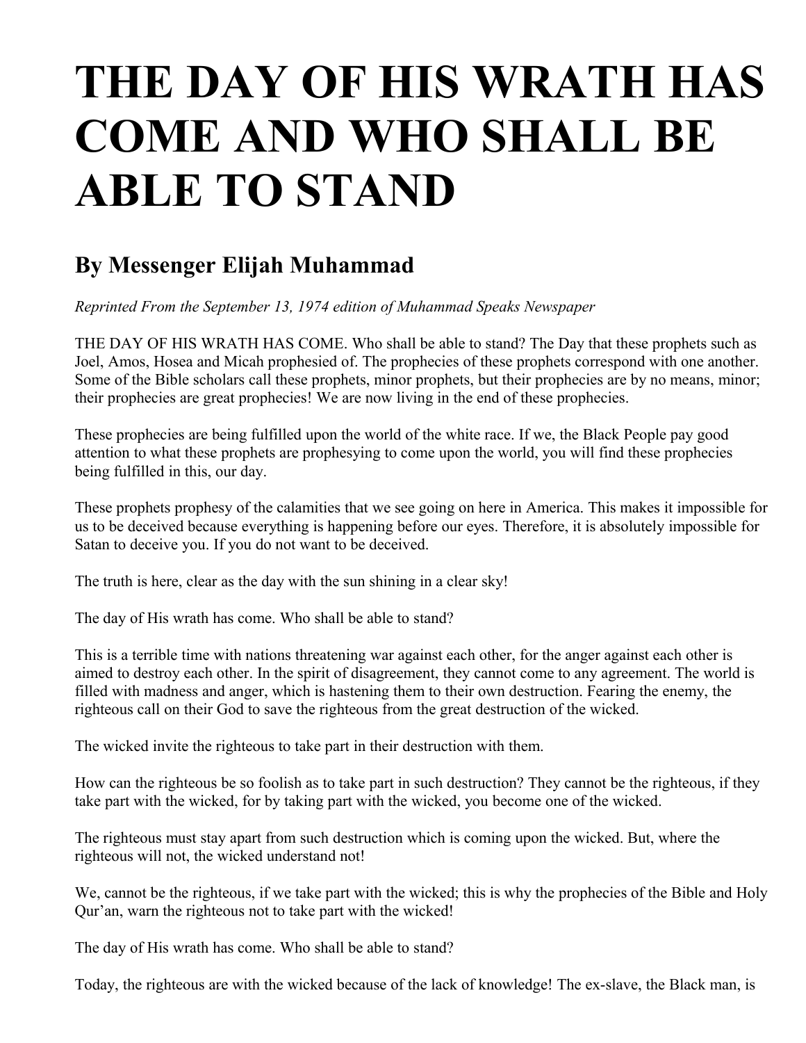# THE DAY OF HIS WRATH HAS COME AND WHO SHALL BE ABLE TO STAND

## By Messenger Elijah Muhammad

*Reprinted From the September 13, 1974 edition of Muhammad Speaks Newspaper*

THE DAY OF HIS WRATH HAS COME. Who shall be able to stand? The Day that these prophets such as Joel, Amos, Hosea and Micah prophesied of. The prophecies of these prophets correspond with one another. Some of the Bible scholars call these prophets, minor prophets, but their prophecies are by no means, minor; their prophecies are great prophecies! We are now living in the end of these prophecies.

These prophecies are being fulfilled upon the world of the white race. If we, the Black People pay good attention to what these prophets are prophesying to come upon the world, you will find these prophecies being fulfilled in this, our day.

These prophets prophesy of the calamities that we see going on here in America. This makes it impossible for us to be deceived because everything is happening before our eyes. Therefore, it is absolutely impossible for Satan to deceive you. If you do not want to be deceived.

The truth is here, clear as the day with the sun shining in a clear sky!

The day of His wrath has come. Who shall be able to stand?

This is a terrible time with nations threatening war against each other, for the anger against each other is aimed to destroy each other. In the spirit of disagreement, they cannot come to any agreement. The world is filled with madness and anger, which is hastening them to their own destruction. Fearing the enemy, the righteous call on their God to save the righteous from the great destruction of the wicked.

The wicked invite the righteous to take part in their destruction with them.

How can the righteous be so foolish as to take part in such destruction? They cannot be the righteous, if they take part with the wicked, for by taking part with the wicked, you become one of the wicked.

The righteous must stay apart from such destruction which is coming upon the wicked. But, where the righteous will not, the wicked understand not!

We, cannot be the righteous, if we take part with the wicked; this is why the prophecies of the Bible and Holy Qur'an, warn the righteous not to take part with the wicked!

The day of His wrath has come. Who shall be able to stand?

Today, the righteous are with the wicked because of the lack of knowledge! The ex-slave, the Black man, is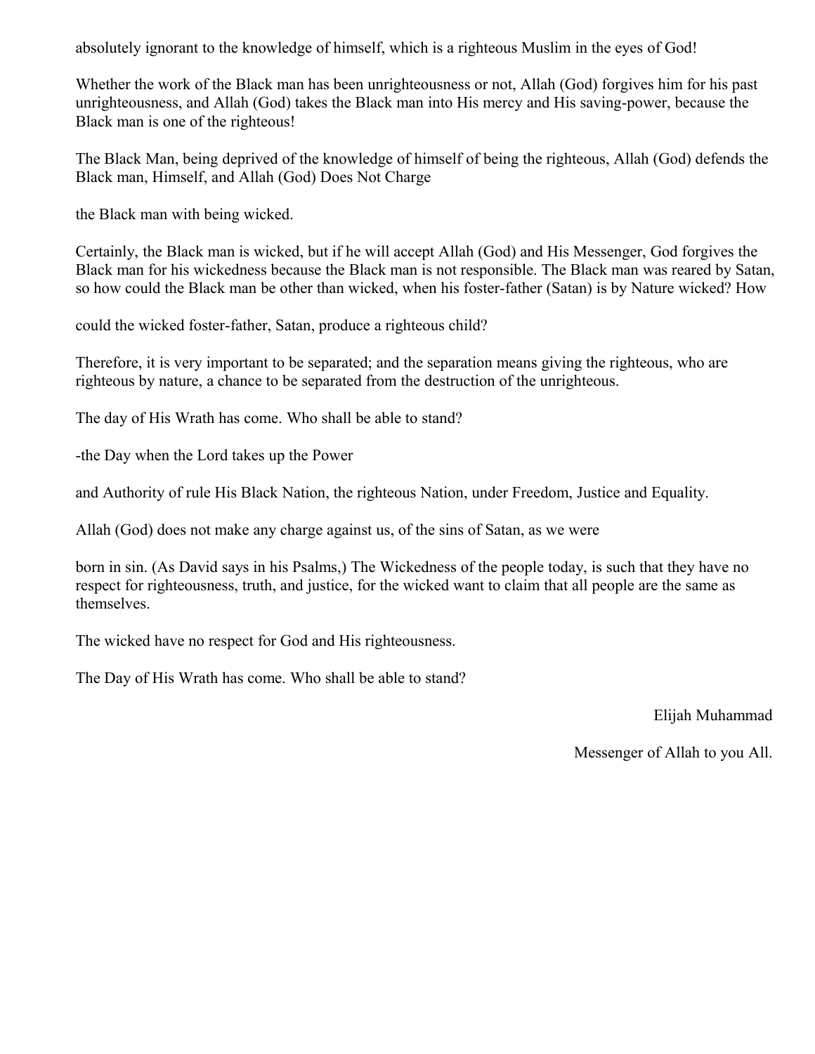absolutely ignorant to the knowledge of himself, which is a righteous Muslim in the eyes of God!

Whether the work of the Black man has been unrighteousness or not, Allah (God) forgives him for his past unrighteousness, and Allah (God) takes the Black man into His mercy and His saving-power, because the Black man is one of the righteous!

The Black Man, being deprived of the knowledge of himself of being the righteous, Allah (God) defends the Black man, Himself, and Allah (God) Does Not Charge

the Black man with being wicked.

Certainly, the Black man is wicked, but if he will accept Allah (God) and His Messenger, God forgives the Black man for his wickedness because the Black man is not responsible. The Black man was reared by Satan, so how could the Black man be other than wicked, when his foster-father (Satan) is by Nature wicked? How

could the wicked foster-father, Satan, produce a righteous child?

Therefore, it is very important to be separated; and the separation means giving the righteous, who are righteous by nature, a chance to be separated from the destruction of the unrighteous.

The day of His Wrath has come. Who shall be able to stand?

-the Day when the Lord takes up the Power

and Authority of rule His Black Nation, the righteous Nation, under Freedom, Justice and Equality.

Allah (God) does not make any charge against us, of the sins of Satan, as we were

born in sin. (As David says in his Psalms,) The Wickedness of the people today, is such that they have no respect for righteousness, truth, and justice, for the wicked want to claim that all people are the same as themselves.

The wicked have no respect for God and His righteousness.

The Day of His Wrath has come. Who shall be able to stand?

Elijah Muhammad

Messenger of Allah to you All.